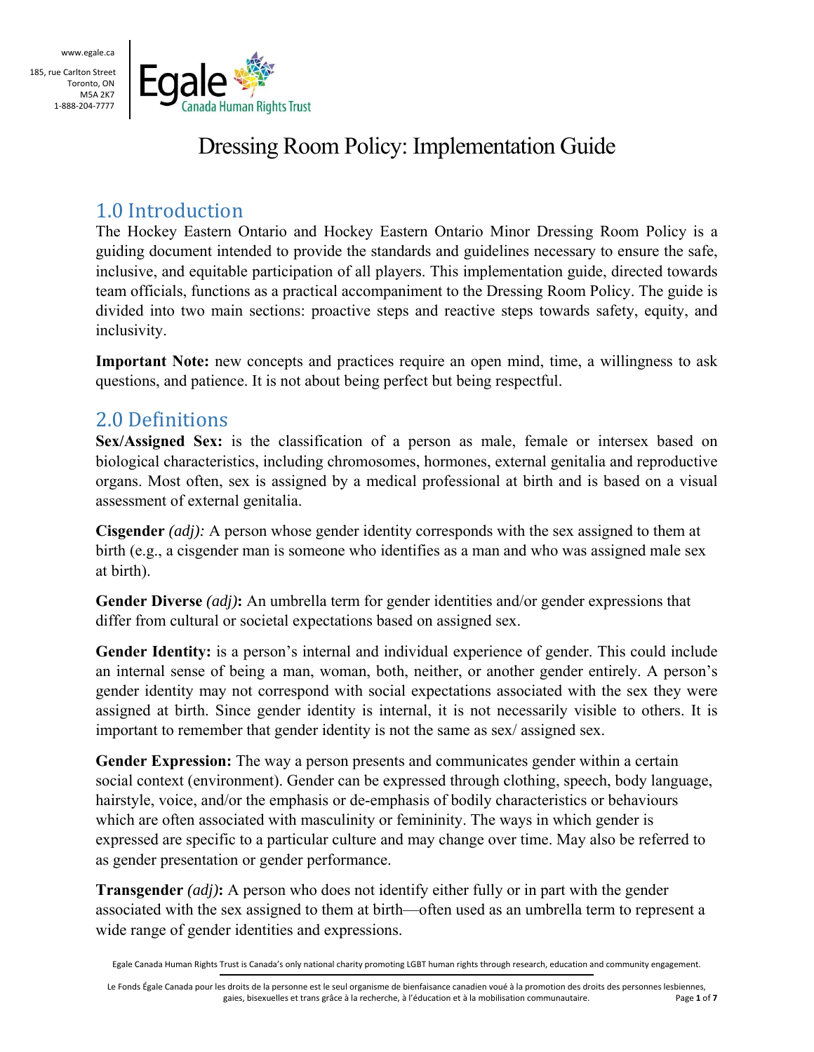# Dressing Room Policy: Implementation Guide

## 1.0 Introduction

The Hockey Eastern Ontario and Hockey Eastern Ontario Minor Dressing Room Policy is a guiding document intended to provide the standards and guidelines necessary to ensure the safe, inclusive, and equitable participation of all players. This implementation guide, directed towards team officials, functions as a practical accompaniment to the Dressing Room Policy. The guide is divided into two main sections: proactive steps and reactive steps towards safety, equity, and inclusivity.

**Important Note:** new concepts and practices require an open mind, time, a willingness to ask questions, and patience. It is not about being perfect but being respectful.

## 2.0 Definitions

**Sex/Assigned Sex:** is the classification of a person as male, female or intersex based on biological characteristics, including chromosomes, hormones, external genitalia and reproductive organs. Most often, sex is assigned by a medical professional at birth and is based on a visual assessment of external genitalia.

**Cisgender** *(adj):* A person whose gender identity corresponds with the sex assigned to them at birth (e.g., a cisgender man is someone who identifies as a man and who was assigned male sex at birth).

**Gender Diverse** *(adj)***:** An umbrella term for gender identities and/or gender expressions that differ from cultural or societal expectations based on assigned sex.

**Gender Identity:** is a person's internal and individual experience of gender. This could include an internal sense of being a man, woman, both, neither, or another gender entirely. A person's gender identity may not correspond with social expectations associated with the sex they were assigned at birth. Since gender identity is internal, it is not necessarily visible to others. It is important to remember that gender identity is not the same as sex/ assigned sex.

**Gender Expression:** The way a person presents and communicates gender within a certain social context (environment). Gender can be expressed through clothing, speech, body language, hairstyle, voice, and/or the emphasis or de-emphasis of bodily characteristics or behaviours which are often associated with masculinity or femininity. The ways in which gender is expressed are specific to a particular culture and may change over time. May also be referred to as gender presentation or gender performance.

**Transgender** *(adj)***:** A person who does not identify either fully or in part with the gender associated with the sex assigned to them at birth—often used as an umbrella term to represent a wide range of gender identities and expressions.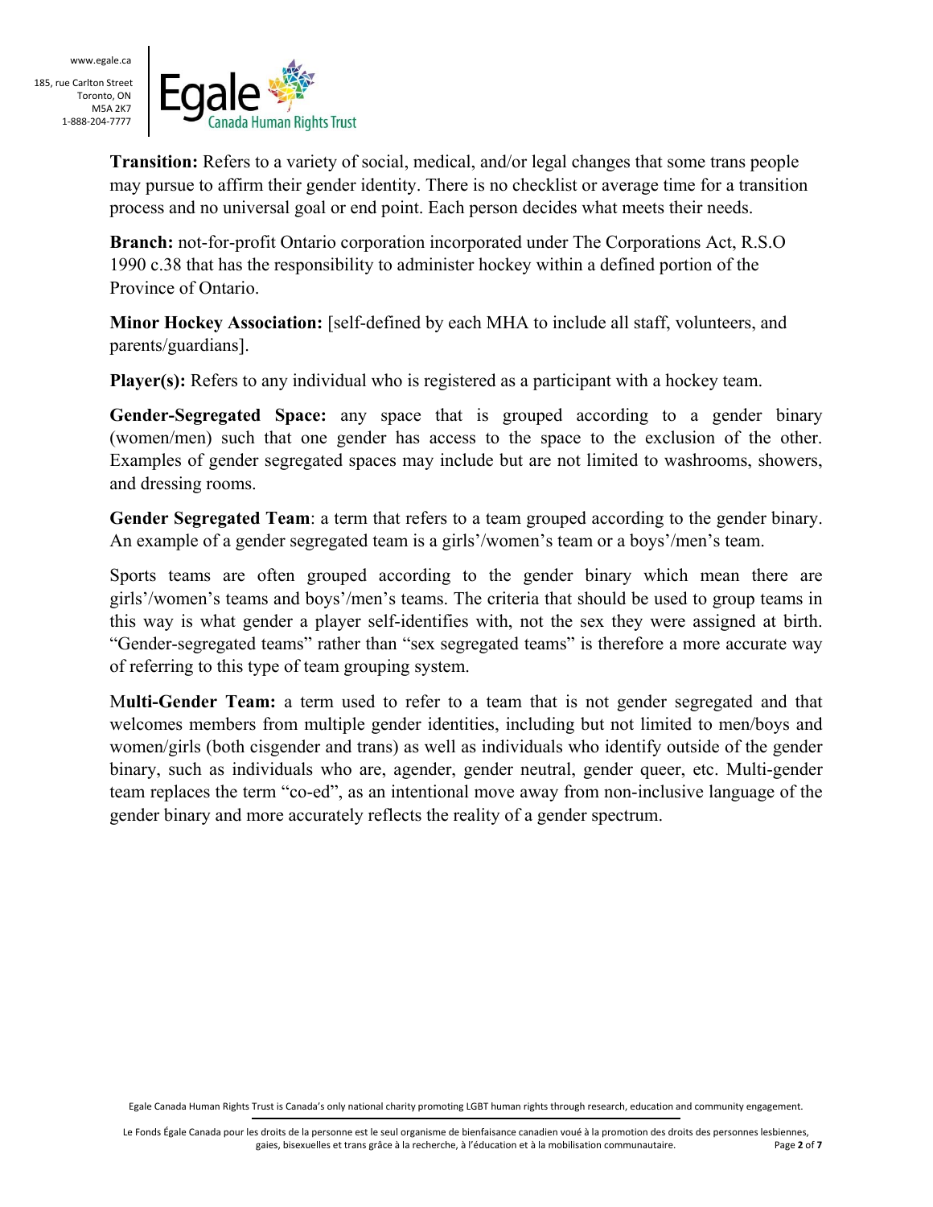**Transition:** Refers to a variety of social, medical, and/or legal changes that some trans people may pursue to affirm their gender identity. There is no checklist or average time for a transition process and no universal goal or end point. Each person decides what meets their needs.

**Branch:** not-for-profit Ontario corporation incorporated under The Corporations Act, R.S.O 1990 c.38 that has the responsibility to administer hockey within a defined portion of the Province of Ontario.

**Minor Hockey Association:** [self-defined by each MHA to include all staff, volunteers, and parents/guardians].

**Player(s):** Refers to any individual who is registered as a participant with a hockey team.

**Gender-Segregated Space:** any space that is grouped according to a gender binary (women/men) such that one gender has access to the space to the exclusion of the other. Examples of gender segregated spaces may include but are not limited to washrooms, showers, and dressing rooms.

**Gender Segregated Team**: a term that refers to a team grouped according to the gender binary. An example of a gender segregated team is a girls'/women's team or a boys'/men's team.

Sports teams are often grouped according to the gender binary which mean there are girls'/women's teams and boys'/men's teams. The criteria that should be used to group teams in this way is what gender a player self-identifies with, not the sex they were assigned at birth. "Gender-segregated teams" rather than "sex segregated teams" is therefore a more accurate way of referring to this type of team grouping system.

M**ulti-Gender Team:** a term used to refer to a team that is not gender segregated and that welcomes members from multiple gender identities, including but not limited to men/boys and women/girls (both cisgender and trans) as well as individuals who identify outside of the gender binary, such as individuals who are, agender, gender neutral, gender queer, etc. Multi-gender team replaces the term "co-ed", as an intentional move away from non-inclusive language of the gender binary and more accurately reflects the reality of a gender spectrum.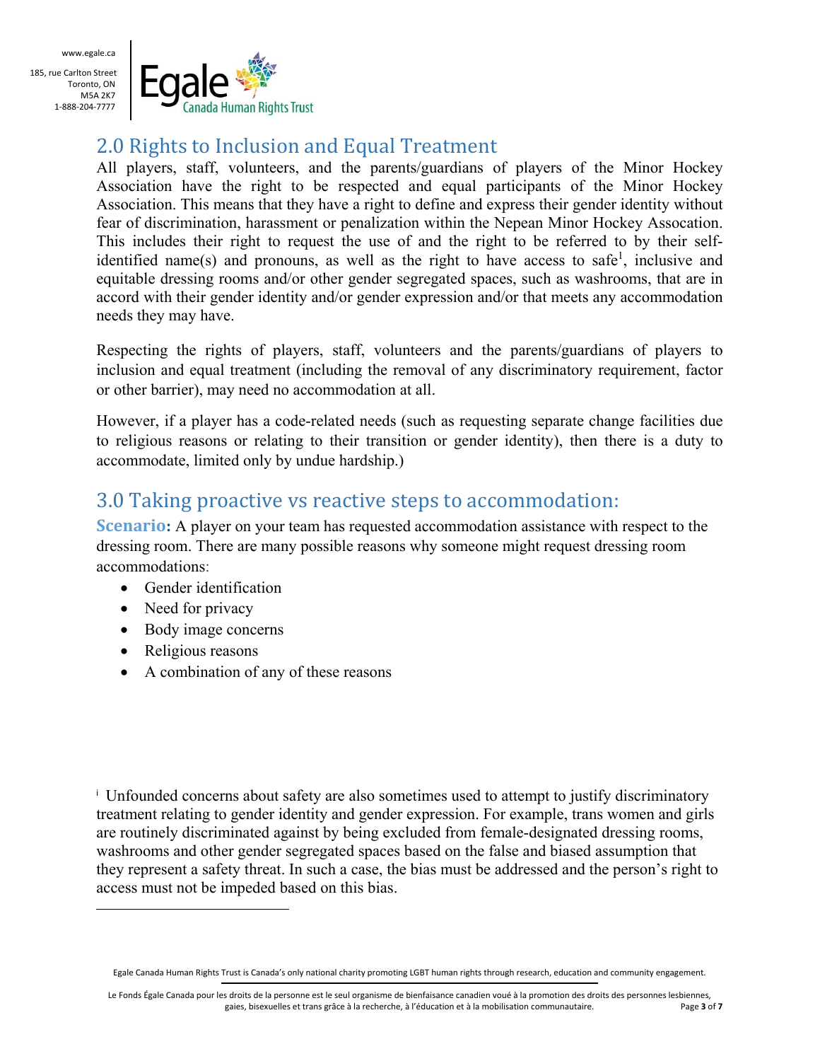## 2.0 Rights to Inclusion and Equal Treatment

All players, staff, volunteers, and the parents/guardians of players of the Minor Hockey Association have the right to be respected and equal participants of the Minor Hockey Association. This means that they have a right to define and express their gender identity without fear of discrimination, harassment or penalization within the Nepean Minor Hockey Assocation. This includes their right to request the use of and the right to be referred to by their self-identified name(s) and pronouns, as well as the right to have access to safe[1], inclusive and equitable dressing rooms and/or other gender segregated spaces, such as washrooms, that are in accord with their gender identity and/or gender expression and/or that meets any accommodation needs they may have.

Respecting the rights of players, staff, volunteers and the parents/guardians of players to inclusion and equal treatment (including the removal of any discriminatory requirement, factor or other barrier), may need no accommodation at all.

However, if a player has a code-related needs (such as requesting separate change facilities due to religious reasons or relating to their transition or gender identity), then there is a duty to accommodate, limited only by undue hardship.)

## 3.0 Taking proactive vs reactive steps to accommodation:

**Scenario:** A player on your team has requested accommodation assistance with respect to the dressing room. There are many possible reasons why someone might request dressing room accommodations:

- Gender identification
- Need for privacy
- Body image concerns
- Religious reasons
- A combination of any of these reasons

[i] Unfounded concerns about safety are also sometimes used to attempt to justify discriminatory treatment relating to gender identity and gender expression. For example, trans women and girls are routinely discriminated against by being excluded from female-designated dressing rooms, washrooms and other gender segregated spaces based on the false and biased assumption that they represent a safety threat. In such a case, the bias must be addressed and the person's right to access must not be impeded based on this bias.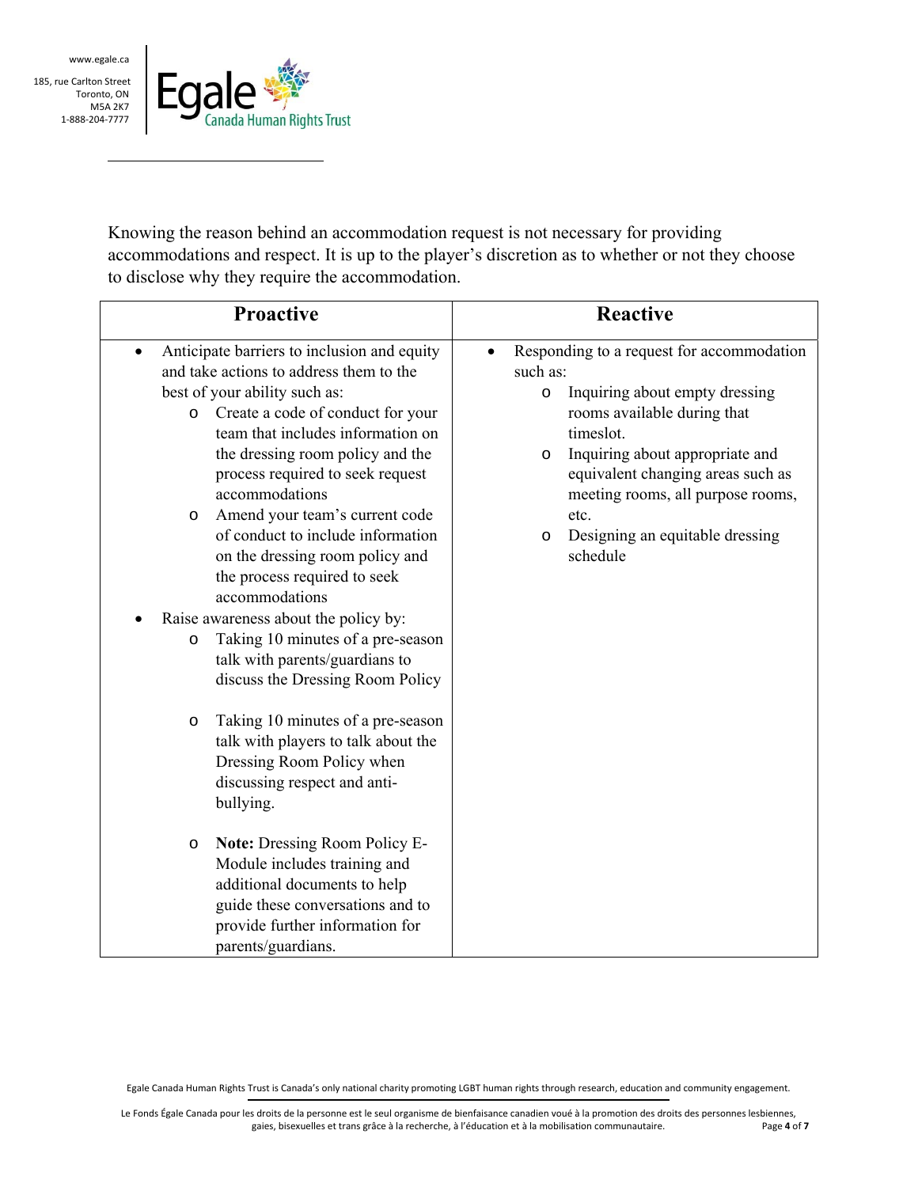Knowing the reason behind an accommodation request is not necessary for providing accommodations and respect. It is up to the player's discretion as to whether or not they choose to disclose why they require the accommodation.

| Proactive | Reactive |
| --- | --- |
| • Anticipate barriers to inclusion and equity and take actions to address them to the best of your ability such as:<br>&nbsp;&nbsp;o Create a code of conduct for your team that includes information on the dressing room policy and the process required to seek request accommodations<br>&nbsp;&nbsp;o Amend your team's current code of conduct to include information on the dressing room policy and the process required to seek accommodations<br>• Raise awareness about the policy by:<br>&nbsp;&nbsp;o Taking 10 minutes of a pre-season talk with parents/guardians to discuss the Dressing Room Policy<br>&nbsp;&nbsp;o Taking 10 minutes of a pre-season talk with players to talk about the Dressing Room Policy when discussing respect and anti-bullying.<br>&nbsp;&nbsp;o **Note:** Dressing Room Policy E-Module includes training and additional documents to help guide these conversations and to provide further information for parents/guardians. | • Responding to a request for accommodation such as:<br>&nbsp;&nbsp;o Inquiring about empty dressing rooms available during that timeslot.<br>&nbsp;&nbsp;o Inquiring about appropriate and equivalent changing areas such as meeting rooms, all purpose rooms, etc.<br>&nbsp;&nbsp;o Designing an equitable dressing schedule |

Egale Canada Human Rights Trust is Canada's only national charity promoting LGBT human rights through research, education and community engagement.

Le Fonds Égale Canada pour les droits de la personne est le seul organisme de bienfaisance canadien voué à la promotion des droits des personnes lesbiennes, gaies, bisexuelles et trans grâce à la recherche, à l'éducation et à la mobilisation communautaire.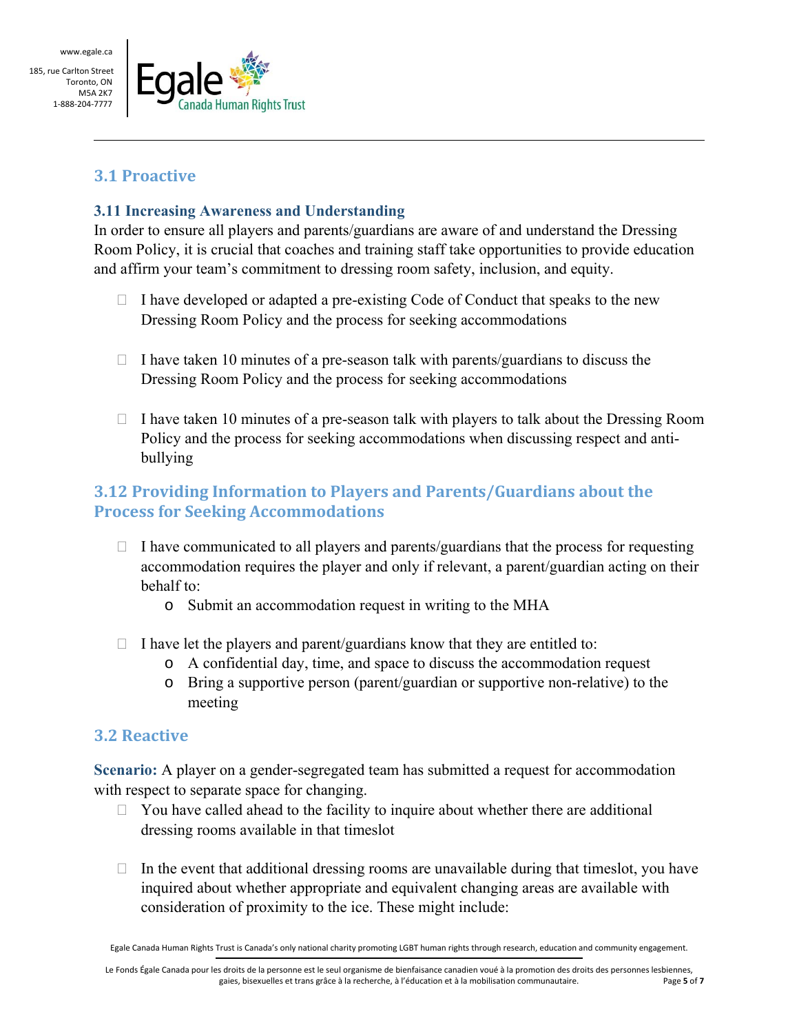## 3.1 Proactive

### 3.11 Increasing Awareness and Understanding

In order to ensure all players and parents/guardians are aware of and understand the Dressing Room Policy, it is crucial that coaches and training staff take opportunities to provide education and affirm your team's commitment to dressing room safety, inclusion, and equity.

- ☐ I have developed or adapted a pre-existing Code of Conduct that speaks to the new Dressing Room Policy and the process for seeking accommodations

- ☐ I have taken 10 minutes of a pre-season talk with parents/guardians to discuss the Dressing Room Policy and the process for seeking accommodations

- ☐ I have taken 10 minutes of a pre-season talk with players to talk about the Dressing Room Policy and the process for seeking accommodations when discussing respect and anti-bullying

### 3.12 Providing Information to Players and Parents/Guardians about the Process for Seeking Accommodations

- ☐ I have communicated to all players and parents/guardians that the process for requesting accommodation requires the player and only if relevant, a parent/guardian acting on their behalf to:
  - Submit an accommodation request in writing to the MHA

- ☐ I have let the players and parent/guardians know that they are entitled to:
  - A confidential day, time, and space to discuss the accommodation request
  - Bring a supportive person (parent/guardian or supportive non-relative) to the meeting

## 3.2 Reactive

**Scenario:** A player on a gender-segregated team has submitted a request for accommodation with respect to separate space for changing.

- ☐ You have called ahead to the facility to inquire about whether there are additional dressing rooms available in that timeslot

- ☐ In the event that additional dressing rooms are unavailable during that timeslot, you have inquired about whether appropriate and equivalent changing areas are available with consideration of proximity to the ice. These might include: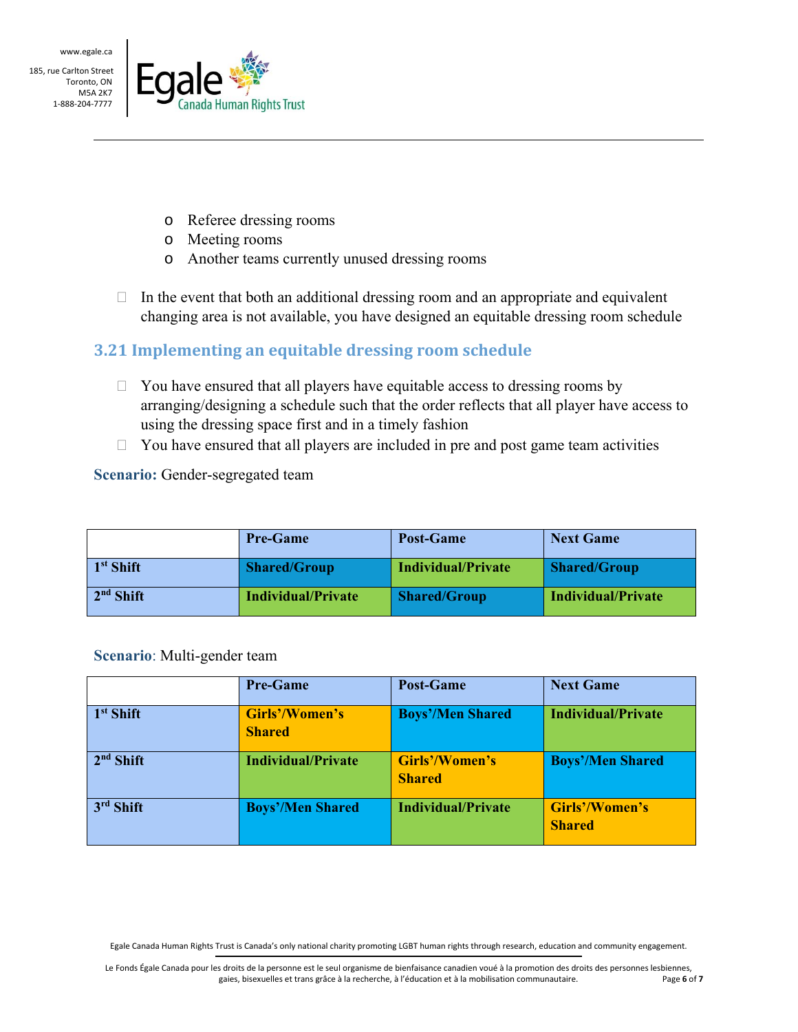- Referee dressing rooms
  - Meeting rooms
  - Another teams currently unused dressing rooms

- ☐ In the event that both an additional dressing room and an appropriate and equivalent changing area is not available, you have designed an equitable dressing room schedule

### 3.21 Implementing an equitable dressing room schedule

- ☐ You have ensured that all players have equitable access to dressing rooms by arranging/designing a schedule such that the order reflects that all player have access to using the dressing space first and in a timely fashion
- ☐ You have ensured that all players are included in pre and post game team activities

**Scenario:** Gender-segregated team

| | **Pre-Game** | **Post-Game** | **Next Game** |
|---|---|---|---|
| **1st Shift** | **Shared/Group** | **Individual/Private** | **Shared/Group** |
| **2nd Shift** | **Individual/Private** | **Shared/Group** | **Individual/Private** |

**Scenario**: Multi-gender team

| | **Pre-Game** | **Post-Game** | **Next Game** |
|---|---|---|---|
| **1st Shift** | **Girls'/Women's Shared** | **Boys'/Men Shared** | **Individual/Private** |
| **2nd Shift** | **Individual/Private** | **Girls'/Women's Shared** | **Boys'/Men Shared** |
| **3rd Shift** | **Boys'/Men Shared** | **Individual/Private** | **Girls'/Women's Shared** |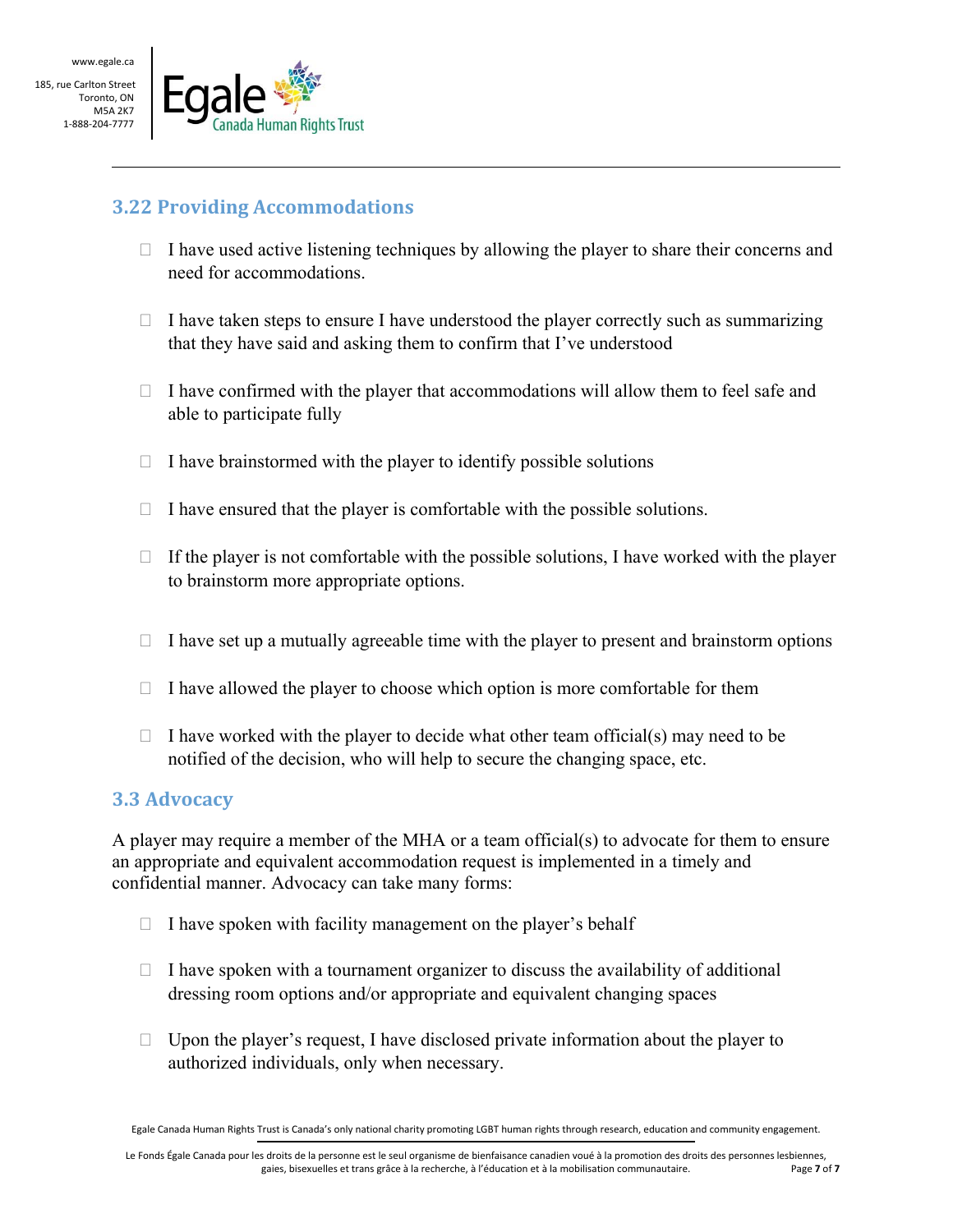### 3.22 Providing Accommodations

- ☐ I have used active listening techniques by allowing the player to share their concerns and need for accommodations.
- ☐ I have taken steps to ensure I have understood the player correctly such as summarizing that they have said and asking them to confirm that I've understood
- ☐ I have confirmed with the player that accommodations will allow them to feel safe and able to participate fully
- ☐ I have brainstormed with the player to identify possible solutions
- ☐ I have ensured that the player is comfortable with the possible solutions.
- ☐ If the player is not comfortable with the possible solutions, I have worked with the player to brainstorm more appropriate options.
- ☐ I have set up a mutually agreeable time with the player to present and brainstorm options
- ☐ I have allowed the player to choose which option is more comfortable for them
- ☐ I have worked with the player to decide what other team official(s) may need to be notified of the decision, who will help to secure the changing space, etc.

### 3.3 Advocacy

A player may require a member of the MHA or a team official(s) to advocate for them to ensure an appropriate and equivalent accommodation request is implemented in a timely and confidential manner. Advocacy can take many forms:

- ☐ I have spoken with facility management on the player's behalf
- ☐ I have spoken with a tournament organizer to discuss the availability of additional dressing room options and/or appropriate and equivalent changing spaces
- ☐ Upon the player's request, I have disclosed private information about the player to authorized individuals, only when necessary.